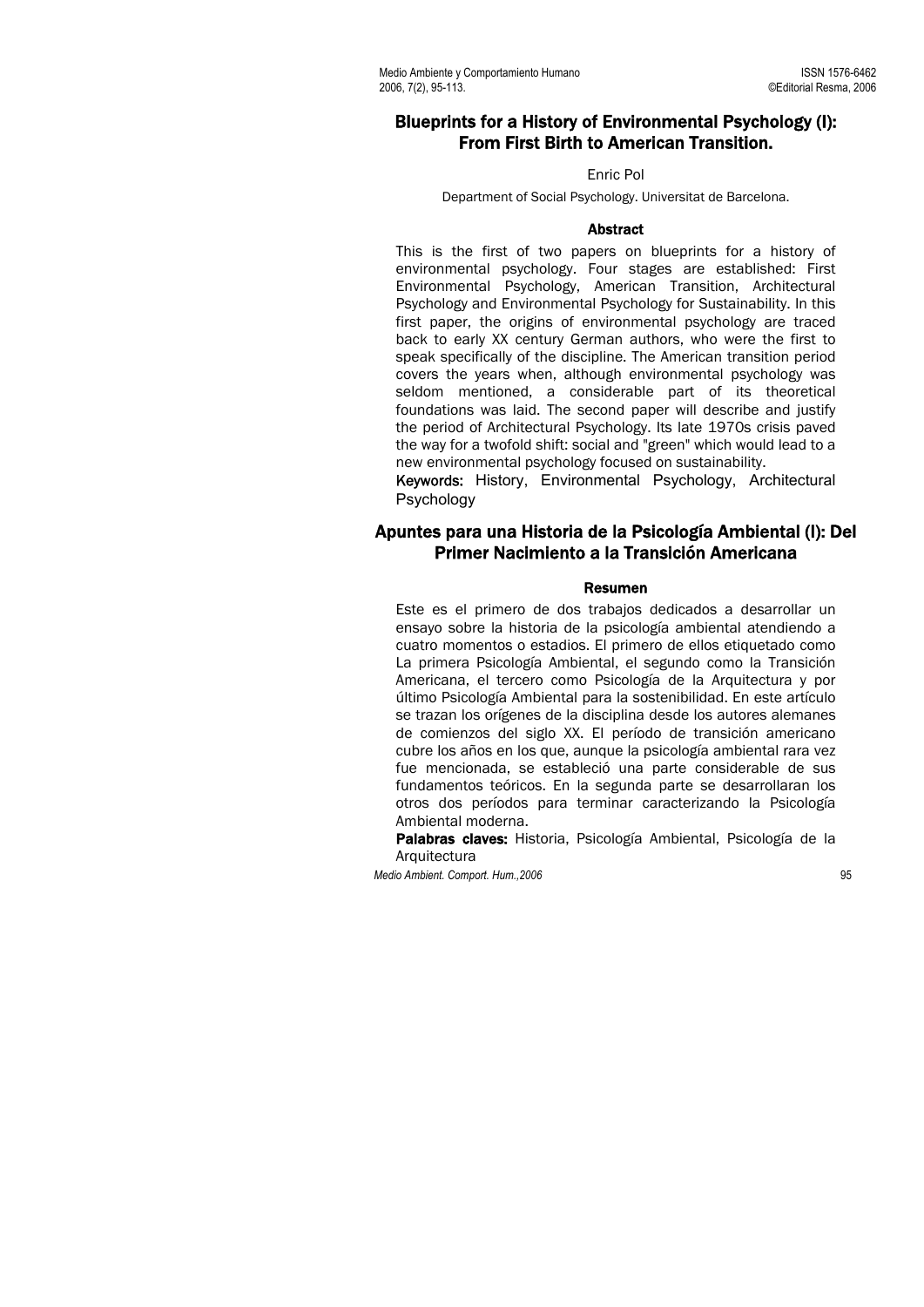# Blueprints for a History of Environmental Psychology (I): From First Birth to American Transition.

Enric Pol

Department of Social Psychology. Universitat de Barcelona.

## Abstract

This is the first of two papers on blueprints for a history of environmental psychology. Four stages are established: First Environmental Psychology, American Transition, Architectural Psychology and Environmental Psychology for Sustainability. In this first paper, the origins of environmental psychology are traced back to early XX century German authors, who were the first to speak specifically of the discipline. The American transition period covers the years when, although environmental psychology was seldom mentioned, a considerable part of its theoretical foundations was laid. The second paper will describe and justify the period of Architectural Psychology. Its late 1970s crisis paved the way for a twofold shift: social and "green" which would lead to a new environmental psychology focused on sustainability.

**Keywords:** History, Environmental Psychology, Architectural Psychology

# Apuntes para una Historia de la Psicología Ambiental (I): Del Primer Nacimiento a la Transición Americana

## Resumen

Este es el primero de dos trabajos dedicados a desarrollar un ensayo sobre la historia de la psicología ambiental atendiendo a cuatro momentos o estadios. El primero de ellos etiquetado como La primera Psicología Ambiental, el segundo como la Transición Americana, el tercero como Psicología de la Arquitectura y por último Psicología Ambiental para la sostenibilidad. En este artículo se trazan los orígenes de la disciplina desde los autores alemanes de comienzos del siglo XX. El período de transición americano cubre los años en los que, aunque la psicología ambiental rara vez fue mencionada, se estableció una parte considerable de sus fundamentos teóricos. En la segunda parte se desarrollaran los otros dos períodos para terminar caracterizando la Psicología Ambiental moderna.

**Palabras claves:** Historia, Psicología Ambiental, Psicología de la Arquitectura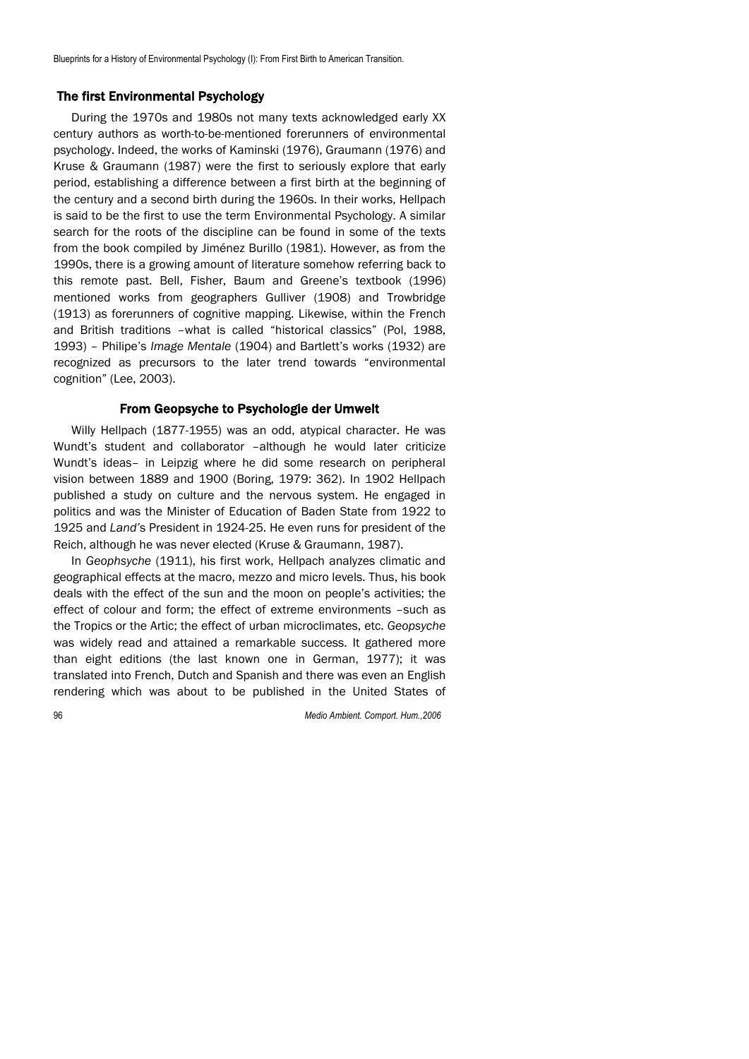## The first Environmental Psychology

During the 1970s and 1980s not many texts acknowledged early XX century authors as worth-to-be-mentioned forerunners of environmental psychology. Indeed, the works of Kaminski (1976), Graumann (1976) and Kruse & Graumann (1987) were the first to seriously explore that early period, establishing a difference between a first birth at the beginning of the century and a second birth during the 1960s. In their works, Hellpach is said to be the first to use the term Environmental Psychology. A similar search for the roots of the discipline can be found in some of the texts from the book compiled by Jiménez Burillo (1981). However, as from the 1990s, there is a growing amount of literature somehow referring back to this remote past. Bell, Fisher, Baum and Greene's textbook (1996) mentioned works from geographers Gulliver (1908) and Trowbridge (1913) as forerunners of cognitive mapping. Likewise, within the French and British traditions –what is called "historical classics" (Pol, 1988, 1993) – Philipe's *Image Mentale* (1904) and Bartlett's works (1932) are recognized as precursors to the later trend towards "environmental cognition" (Lee, 2003).

### From Geopsyche to Psychologie der Umwelt

Willy Hellpach (1877-1955) was an odd, atypical character. He was Wundt's student and collaborator –although he would later criticize Wundt's ideas– in Leipzig where he did some research on peripheral vision between 1889 and 1900 (Boring, 1979: 362). In 1902 Hellpach published a study on culture and the nervous system. He engaged in politics and was the Minister of Education of Baden State from 1922 to 1925 and *Land's* President in 1924-25. He even runs for president of the Reich, although he was never elected (Kruse & Graumann, 1987).

In *Geophsyche* (1911), his first work, Hellpach analyzes climatic and geographical effects at the macro, mezzo and micro levels. Thus, his book deals with the effect of the sun and the moon on people's activities; the effect of colour and form; the effect of extreme environments –such as the Tropics or the Artic; the effect of urban microclimates, etc. *Geopsyche* was widely read and attained a remarkable success. It gathered more than eight editions (the last known one in German, 1977); it was translated into French, Dutch and Spanish and there was even an English rendering which was about to be published in the United States of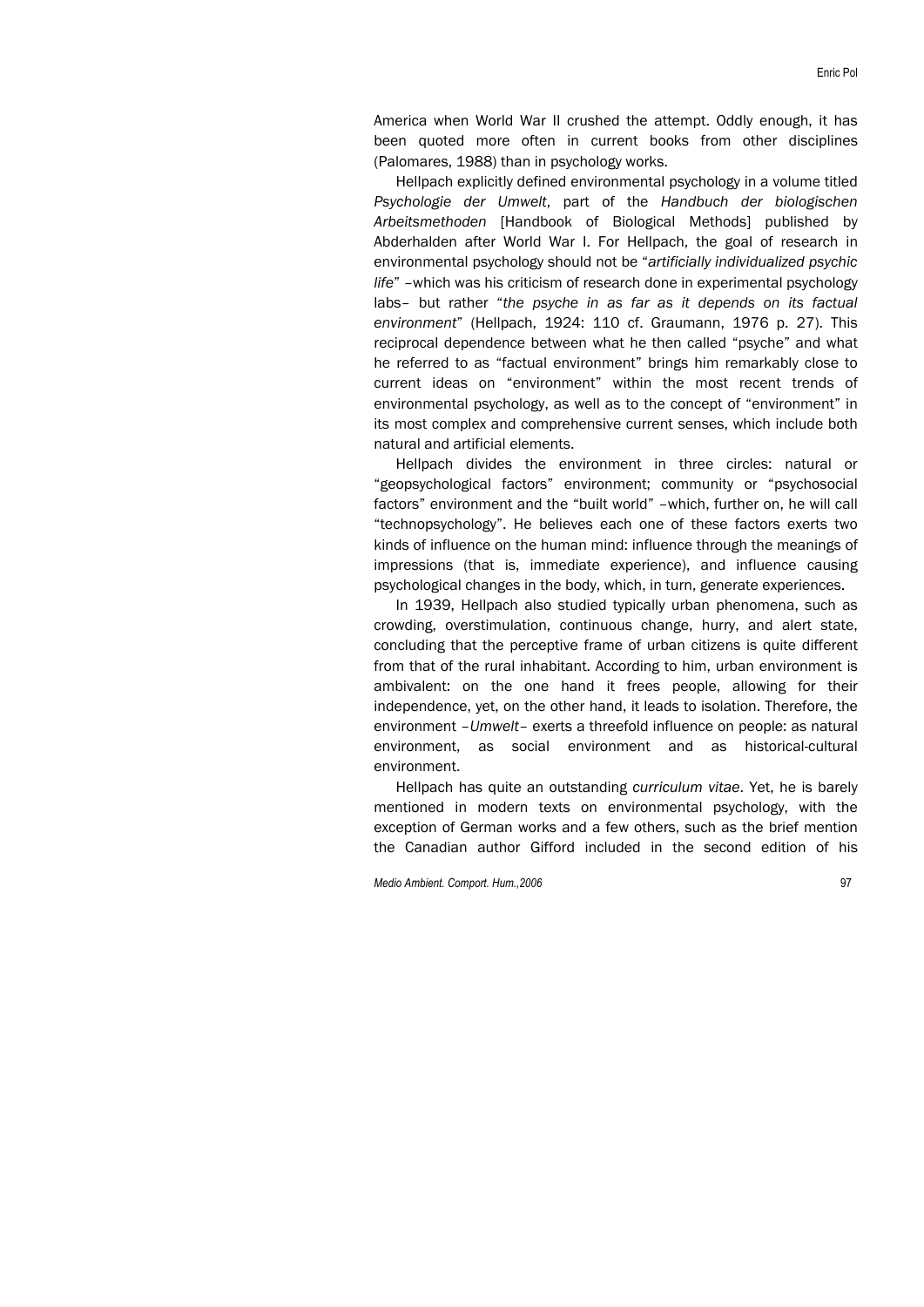America when World War II crushed the attempt. Oddly enough, it has been quoted more often in current books from other disciplines (Palomares, 1988) than in psychology works.

Hellpach explicitly defined environmental psychology in a volume titled *Psychologie der Umwelt*, part of the *Handbuch der biologischen Arbeitsmethoden* [Handbook of Biological Methods] published by Abderhalden after World War I. For Hellpach, the goal of research in environmental psychology should not be "*artificially individualized psychic life*" –which was his criticism of research done in experimental psychology labs– but rather "*the psyche in as far as it depends on its factual environment*" (Hellpach, 1924: 110 cf. Graumann, 1976 p. 27). This reciprocal dependence between what he then called "psyche" and what he referred to as "factual environment" brings him remarkably close to current ideas on "environment" within the most recent trends of environmental psychology, as well as to the concept of "environment" in its most complex and comprehensive current senses, which include both natural and artificial elements.

Hellpach divides the environment in three circles: natural or "geopsychological factors" environment; community or "psychosocial factors" environment and the "built world" –which, further on, he will call "technopsychology". He believes each one of these factors exerts two kinds of influence on the human mind: influence through the meanings of impressions (that is, immediate experience), and influence causing psychological changes in the body, which, in turn, generate experiences.

In 1939, Hellpach also studied typically urban phenomena, such as crowding, overstimulation, continuous change, hurry, and alert state, concluding that the perceptive frame of urban citizens is quite different from that of the rural inhabitant. According to him, urban environment is ambivalent: on the one hand it frees people, allowing for their independence, yet, on the other hand, it leads to isolation. Therefore, the environment –*Umwelt*– exerts a threefold influence on people: as natural environment, as social environment and as historical-cultural environment.

Hellpach has quite an outstanding *curriculum vitae*. Yet, he is barely mentioned in modern texts on environmental psychology, with the exception of German works and a few others, such as the brief mention the Canadian author Gifford included in the second edition of his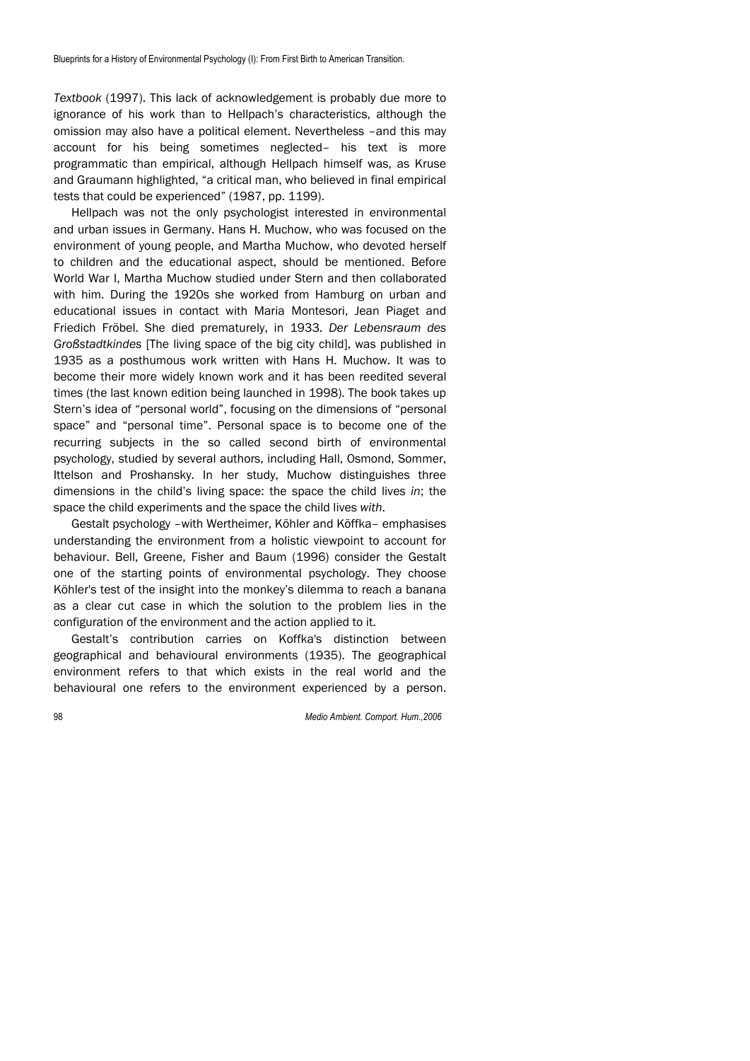*Textbook* (1997). This lack of acknowledgement is probably due more to ignorance of his work than to Hellpach's characteristics, although the omission may also have a political element. Nevertheless –and this may account for his being sometimes neglected– his text is more programmatic than empirical, although Hellpach himself was, as Kruse and Graumann highlighted, "a critical man, who believed in final empirical tests that could be experienced" (1987, pp. 1199).

Hellpach was not the only psychologist interested in environmental and urban issues in Germany. Hans H. Muchow, who was focused on the environment of young people, and Martha Muchow, who devoted herself to children and the educational aspect, should be mentioned. Before World War I, Martha Muchow studied under Stern and then collaborated with him. During the 1920s she worked from Hamburg on urban and educational issues in contact with Maria Montesori, Jean Piaget and Friedich Fröbel. She died prematurely, in 1933. *Der Lebensraum des Großstadtkindes* [The living space of the big city child], was published in 1935 as a posthumous work written with Hans H. Muchow. It was to become their more widely known work and it has been reedited several times (the last known edition being launched in 1998). The book takes up Stern's idea of "personal world", focusing on the dimensions of "personal space" and "personal time". Personal space is to become one of the recurring subjects in the so called second birth of environmental psychology, studied by several authors, including Hall, Osmond, Sommer, Ittelson and Proshansky. In her study, Muchow distinguishes three dimensions in the child's living space: the space the child lives *in*; the space the child experiments and the space the child lives *with*.

Gestalt psychology –with Wertheimer, Köhler and Köffka– emphasises understanding the environment from a holistic viewpoint to account for behaviour. Bell, Greene, Fisher and Baum (1996) consider the Gestalt one of the starting points of environmental psychology. They choose Köhler's test of the insight into the monkey's dilemma to reach a banana as a clear cut case in which the solution to the problem lies in the configuration of the environment and the action applied to it.

Gestalt's contribution carries on Koffka's distinction between geographical and behavioural environments (1935). The geographical environment refers to that which exists in the real world and the behavioural one refers to the environment experienced by a person.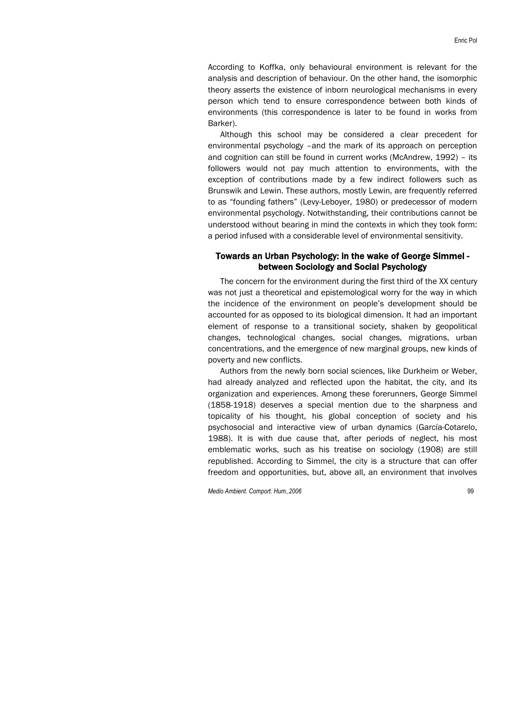According to Koffka, only behavioural environment is relevant for the analysis and description of behaviour. On the other hand, the isomorphic theory asserts the existence of inborn neurological mechanisms in every person which tend to ensure correspondence between both kinds of environments (this correspondence is later to be found in works from Barker).

Although this school may be considered a clear precedent for environmental psychology –and the mark of its approach on perception and cognition can still be found in current works (McAndrew, 1992) – its followers would not pay much attention to environments, with the exception of contributions made by a few indirect followers such as Brunswik and Lewin. These authors, mostly Lewin, are frequently referred to as "founding fathers" (Levy-Leboyer, 1980) or predecessor of modern environmental psychology. Notwithstanding, their contributions cannot be understood without bearing in mind the contexts in which they took form: a period infused with a considerable level of environmental sensitivity.

## Towards an Urban Psychology: in the wake of George Simmel - between Sociology and Social Psychology

The concern for the environment during the first third of the XX century was not just a theoretical and epistemological worry for the way in which the incidence of the environment on people's development should be accounted for as opposed to its biological dimension. It had an important element of response to a transitional society, shaken by geopolitical changes, technological changes, social changes, migrations, urban concentrations, and the emergence of new marginal groups, new kinds of poverty and new conflicts.

Authors from the newly born social sciences, like Durkheim or Weber, had already analyzed and reflected upon the habitat, the city, and its organization and experiences. Among these forerunners, George Simmel (1858-1918) deserves a special mention due to the sharpness and topicality of his thought, his global conception of society and his psychosocial and interactive view of urban dynamics (García-Cotarelo, 1988). It is with due cause that, after periods of neglect, his most emblematic works, such as his treatise on sociology (1908) are still republished. According to Simmel, the city is a structure that can offer freedom and opportunities, but, above all, an environment that involves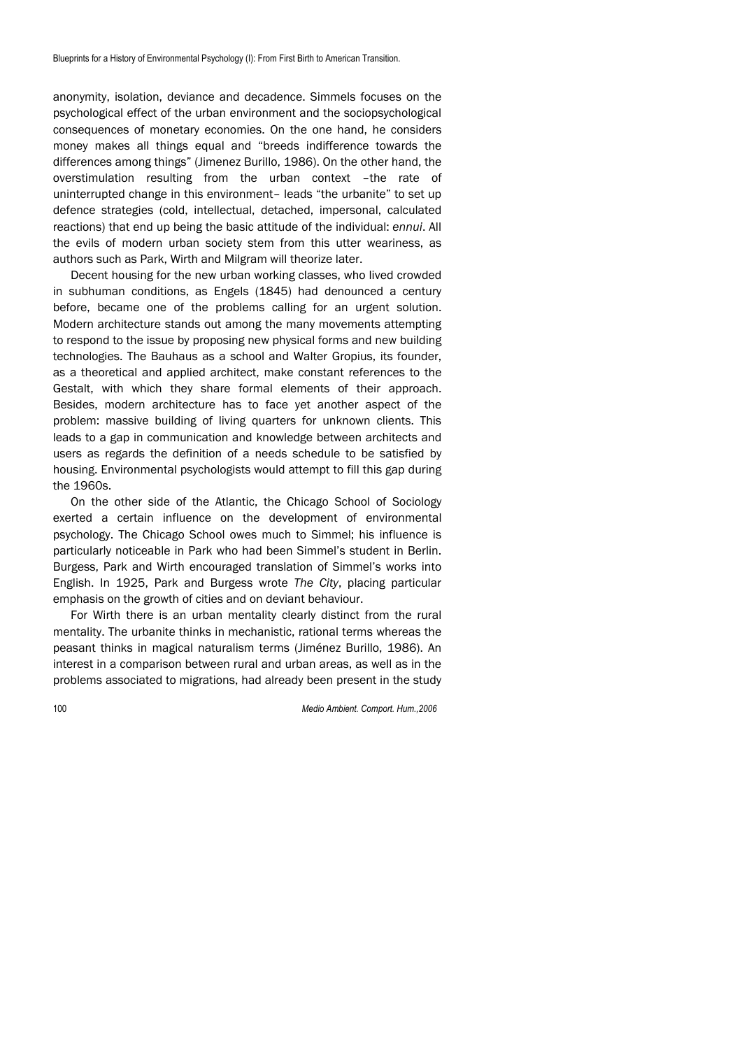anonymity, isolation, deviance and decadence. Simmels focuses on the psychological effect of the urban environment and the sociopsychological consequences of monetary economies. On the one hand, he considers money makes all things equal and "breeds indifference towards the differences among things" (Jimenez Burillo, 1986). On the other hand, the overstimulation resulting from the urban context –the rate of uninterrupted change in this environment– leads "the urbanite" to set up defence strategies (cold, intellectual, detached, impersonal, calculated reactions) that end up being the basic attitude of the individual: *ennui*. All the evils of modern urban society stem from this utter weariness, as authors such as Park, Wirth and Milgram will theorize later.

Decent housing for the new urban working classes, who lived crowded in subhuman conditions, as Engels (1845) had denounced a century before, became one of the problems calling for an urgent solution. Modern architecture stands out among the many movements attempting to respond to the issue by proposing new physical forms and new building technologies. The Bauhaus as a school and Walter Gropius, its founder, as a theoretical and applied architect, make constant references to the Gestalt, with which they share formal elements of their approach. Besides, modern architecture has to face yet another aspect of the problem: massive building of living quarters for unknown clients. This leads to a gap in communication and knowledge between architects and users as regards the definition of a needs schedule to be satisfied by housing. Environmental psychologists would attempt to fill this gap during the 1960s.

On the other side of the Atlantic, the Chicago School of Sociology exerted a certain influence on the development of environmental psychology. The Chicago School owes much to Simmel; his influence is particularly noticeable in Park who had been Simmel's student in Berlin. Burgess, Park and Wirth encouraged translation of Simmel's works into English. In 1925, Park and Burgess wrote *The City*, placing particular emphasis on the growth of cities and on deviant behaviour.

For Wirth there is an urban mentality clearly distinct from the rural mentality. The urbanite thinks in mechanistic, rational terms whereas the peasant thinks in magical naturalism terms (Jiménez Burillo, 1986). An interest in a comparison between rural and urban areas, as well as in the problems associated to migrations, had already been present in the study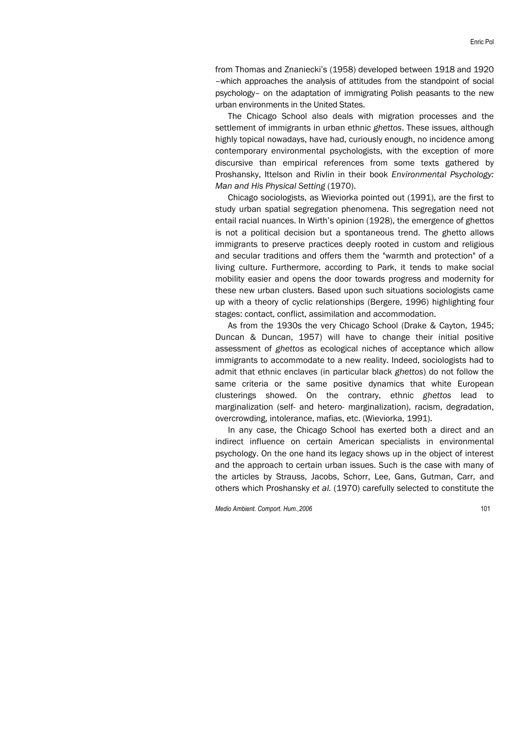from Thomas and Znaniecki's (1958) developed between 1918 and 1920 –which approaches the analysis of attitudes from the standpoint of social psychology– on the adaptation of immigrating Polish peasants to the new urban environments in the United States.

The Chicago School also deals with migration processes and the settlement of immigrants in urban ethnic *ghettos*. These issues, although highly topical nowadays, have had, curiously enough, no incidence among contemporary environmental psychologists, with the exception of more discursive than empirical references from some texts gathered by Proshansky, Ittelson and Rivlin in their book *Environmental Psychology: Man and His Physical Setting* (1970).

Chicago sociologists, as Wieviorka pointed out (1991), are the first to study urban spatial segregation phenomena. This segregation need not entail racial nuances. In Wirth's opinion (1928), the emergence of ghettos is not a political decision but a spontaneous trend. The ghetto allows immigrants to preserve practices deeply rooted in custom and religious and secular traditions and offers them the "warmth and protection" of a living culture. Furthermore, according to Park, it tends to make social mobility easier and opens the door towards progress and modernity for these new urban clusters. Based upon such situations sociologists came up with a theory of cyclic relationships (Bergere, 1996) highlighting four stages: contact, conflict, assimilation and accommodation.

As from the 1930s the very Chicago School (Drake & Cayton, 1945; Duncan & Duncan, 1957) will have to change their initial positive assessment of *ghettos* as ecological niches of acceptance which allow immigrants to accommodate to a new reality. Indeed, sociologists had to admit that ethnic enclaves (in particular black *ghettos*) do not follow the same criteria or the same positive dynamics that white European clusterings showed. On the contrary, ethnic *ghettos* lead to marginalization (self- and hetero- marginalization), racism, degradation, overcrowding, intolerance, mafias, etc. (Wieviorka, 1991).

In any case, the Chicago School has exerted both a direct and an indirect influence on certain American specialists in environmental psychology. On the one hand its legacy shows up in the object of interest and the approach to certain urban issues. Such is the case with many of the articles by Strauss, Jacobs, Schorr, Lee, Gans, Gutman, Carr, and others which Proshansky *et al.* (1970) carefully selected to constitute the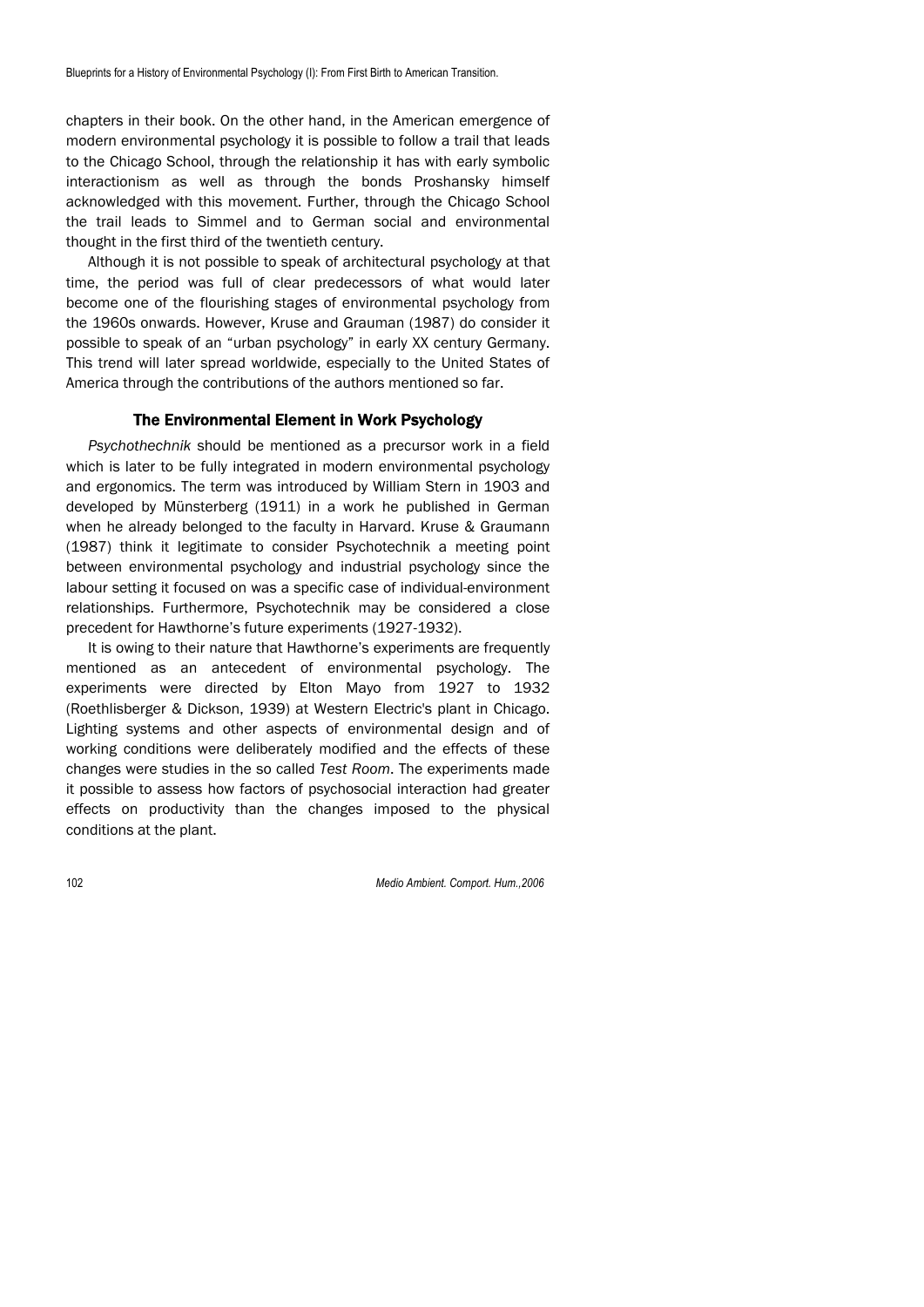chapters in their book. On the other hand, in the American emergence of modern environmental psychology it is possible to follow a trail that leads to the Chicago School, through the relationship it has with early symbolic interactionism as well as through the bonds Proshansky himself acknowledged with this movement. Further, through the Chicago School the trail leads to Simmel and to German social and environmental thought in the first third of the twentieth century.

Although it is not possible to speak of architectural psychology at that time, the period was full of clear predecessors of what would later become one of the flourishing stages of environmental psychology from the 1960s onwards. However, Kruse and Grauman (1987) do consider it possible to speak of an "urban psychology" in early XX century Germany. This trend will later spread worldwide, especially to the United States of America through the contributions of the authors mentioned so far.

## The Environmental Element in Work Psychology

*Psychothechnik* should be mentioned as a precursor work in a field which is later to be fully integrated in modern environmental psychology and ergonomics. The term was introduced by William Stern in 1903 and developed by Münsterberg (1911) in a work he published in German when he already belonged to the faculty in Harvard. Kruse & Graumann (1987) think it legitimate to consider Psychotechnik a meeting point between environmental psychology and industrial psychology since the labour setting it focused on was a specific case of individual-environment relationships. Furthermore, Psychotechnik may be considered a close precedent for Hawthorne's future experiments (1927-1932).

It is owing to their nature that Hawthorne's experiments are frequently mentioned as an antecedent of environmental psychology. The experiments were directed by Elton Mayo from 1927 to 1932 (Roethlisberger & Dickson, 1939) at Western Electric's plant in Chicago. Lighting systems and other aspects of environmental design and of working conditions were deliberately modified and the effects of these changes were studies in the so called *Test Room*. The experiments made it possible to assess how factors of psychosocial interaction had greater effects on productivity than the changes imposed to the physical conditions at the plant.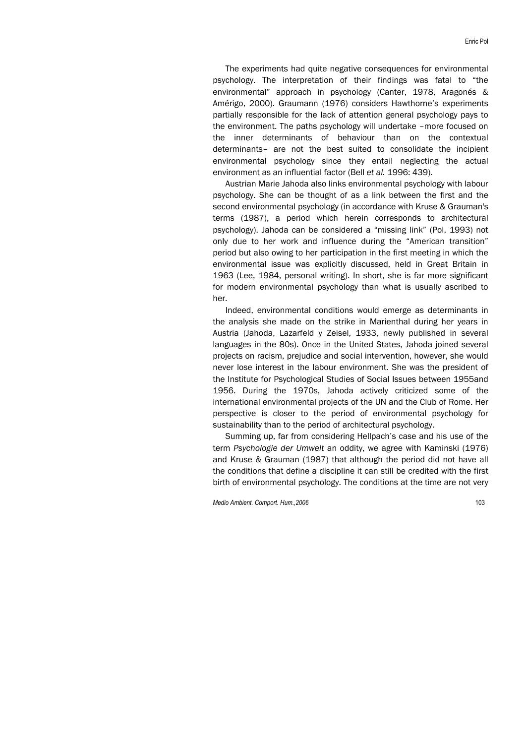The experiments had quite negative consequences for environmental psychology. The interpretation of their findings was fatal to "the environmental" approach in psychology (Canter, 1978, Aragonés & Amérigo, 2000). Graumann (1976) considers Hawthorne's experiments partially responsible for the lack of attention general psychology pays to the environment. The paths psychology will undertake –more focused on the inner determinants of behaviour than on the contextual determinants– are not the best suited to consolidate the incipient environmental psychology since they entail neglecting the actual environment as an influential factor (Bell *et al.* 1996: 439).

Austrian Marie Jahoda also links environmental psychology with labour psychology. She can be thought of as a link between the first and the second environmental psychology (in accordance with Kruse & Grauman's terms (1987), a period which herein corresponds to architectural psychology). Jahoda can be considered a "missing link" (Pol, 1993) not only due to her work and influence during the "American transition" period but also owing to her participation in the first meeting in which the environmental issue was explicitly discussed, held in Great Britain in 1963 (Lee, 1984, personal writing). In short, she is far more significant for modern environmental psychology than what is usually ascribed to her.

Indeed, environmental conditions would emerge as determinants in the analysis she made on the strike in Marienthal during her years in Austria (Jahoda, Lazarfeld y Zeisel, 1933, newly published in several languages in the 80s). Once in the United States, Jahoda joined several projects on racism, prejudice and social intervention, however, she would never lose interest in the labour environment. She was the president of the Institute for Psychological Studies of Social Issues between 1955and 1956. During the 1970s, Jahoda actively criticized some of the international environmental projects of the UN and the Club of Rome. Her perspective is closer to the period of environmental psychology for sustainability than to the period of architectural psychology.

Summing up, far from considering Hellpach's case and his use of the term *Psychologie der Umwelt* an oddity, we agree with Kaminski (1976) and Kruse & Grauman (1987) that although the period did not have all the conditions that define a discipline it can still be credited with the first birth of environmental psychology. The conditions at the time are not very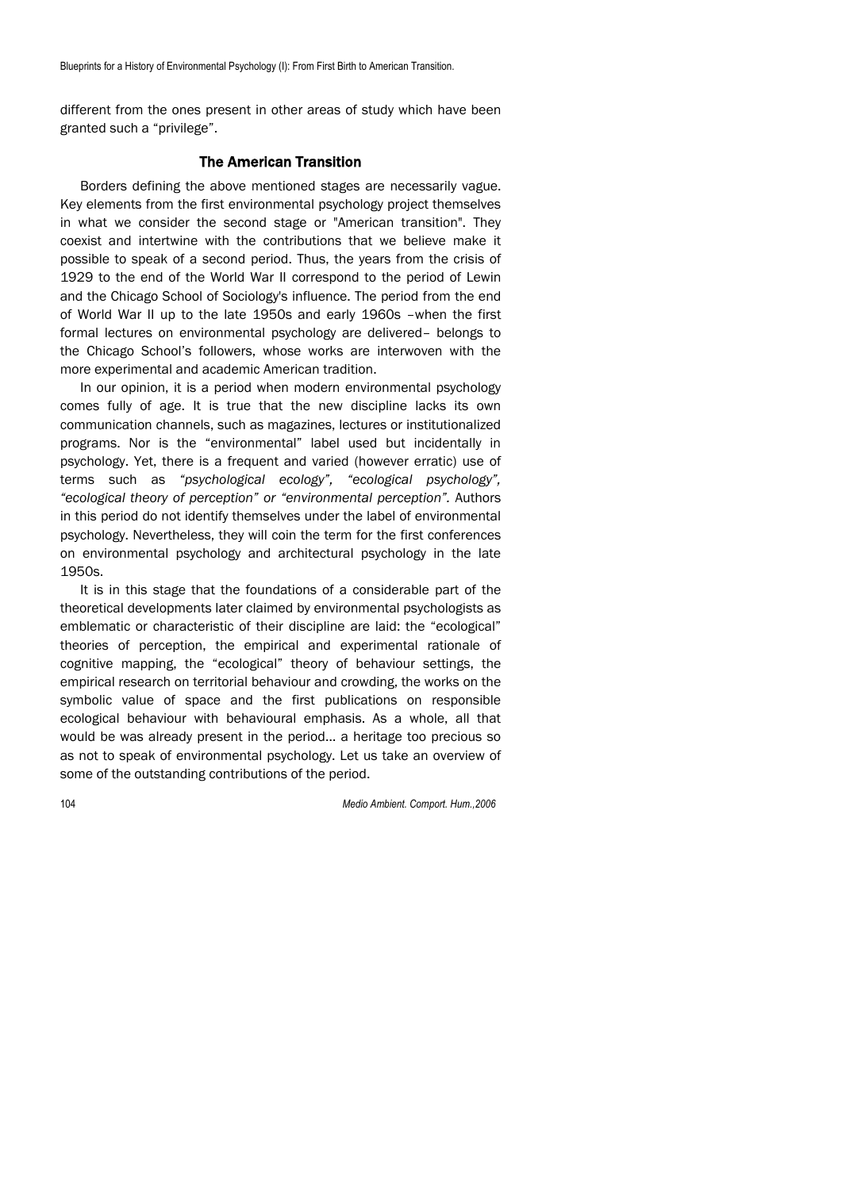different from the ones present in other areas of study which have been granted such a "privilege".

## The American Transition

Borders defining the above mentioned stages are necessarily vague. Key elements from the first environmental psychology project themselves in what we consider the second stage or "American transition". They coexist and intertwine with the contributions that we believe make it possible to speak of a second period. Thus, the years from the crisis of 1929 to the end of the World War II correspond to the period of Lewin and the Chicago School of Sociology's influence. The period from the end of World War II up to the late 1950s and early 1960s –when the first formal lectures on environmental psychology are delivered– belongs to the Chicago School's followers, whose works are interwoven with the more experimental and academic American tradition.

In our opinion, it is a period when modern environmental psychology comes fully of age. It is true that the new discipline lacks its own communication channels, such as magazines, lectures or institutionalized programs. Nor is the "environmental" label used but incidentally in psychology. Yet, there is a frequent and varied (however erratic) use of terms such as *"psychological ecology", "ecological psychology", "ecological theory of perception" or "environmental perception".* Authors in this period do not identify themselves under the label of environmental psychology. Nevertheless, they will coin the term for the first conferences on environmental psychology and architectural psychology in the late 1950s.

It is in this stage that the foundations of a considerable part of the theoretical developments later claimed by environmental psychologists as emblematic or characteristic of their discipline are laid: the "ecological" theories of perception, the empirical and experimental rationale of cognitive mapping, the "ecological" theory of behaviour settings, the empirical research on territorial behaviour and crowding, the works on the symbolic value of space and the first publications on responsible ecological behaviour with behavioural emphasis. As a whole, all that would be was already present in the period... a heritage too precious so as not to speak of environmental psychology. Let us take an overview of some of the outstanding contributions of the period.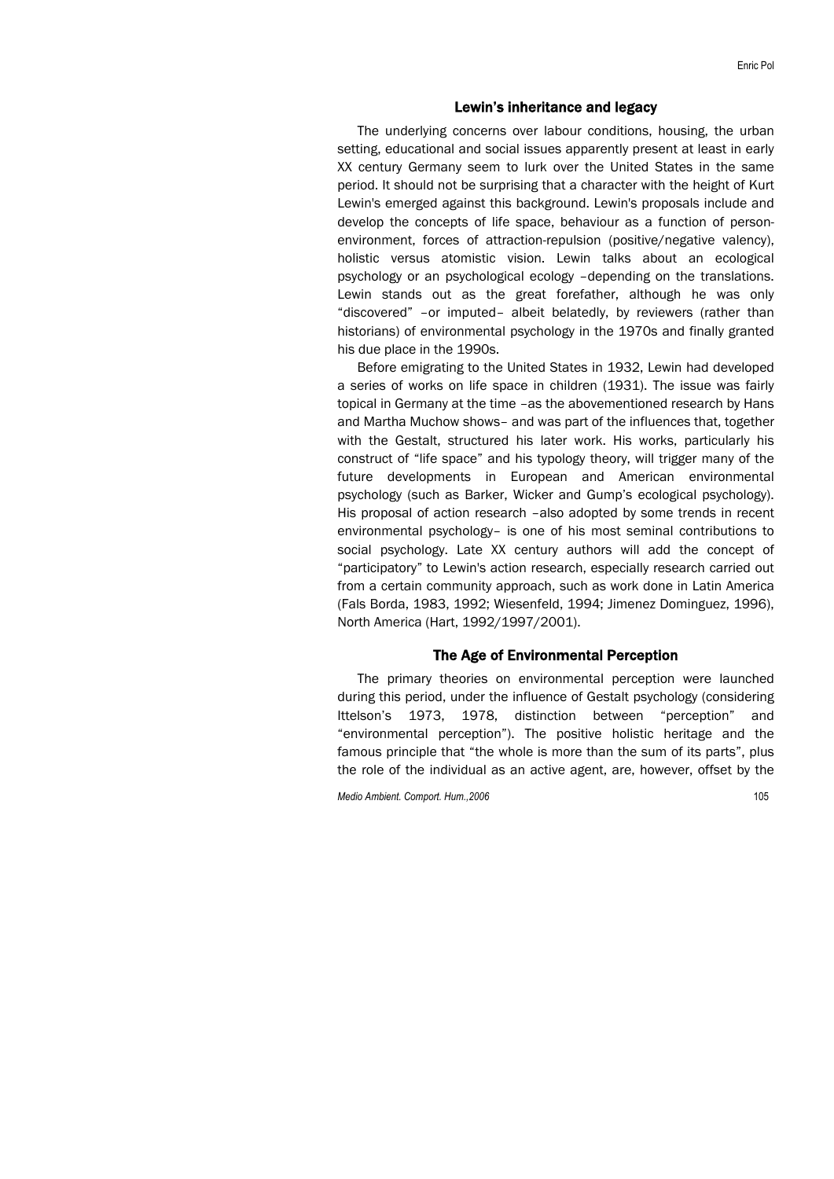## Lewin's inheritance and legacy

The underlying concerns over labour conditions, housing, the urban setting, educational and social issues apparently present at least in early XX century Germany seem to lurk over the United States in the same period. It should not be surprising that a character with the height of Kurt Lewin's emerged against this background. Lewin's proposals include and develop the concepts of life space, behaviour as a function of person-environment, forces of attraction-repulsion (positive/negative valency), holistic versus atomistic vision. Lewin talks about an ecological psychology or an psychological ecology –depending on the translations. Lewin stands out as the great forefather, although he was only "discovered" –or imputed– albeit belatedly, by reviewers (rather than historians) of environmental psychology in the 1970s and finally granted his due place in the 1990s.

Before emigrating to the United States in 1932, Lewin had developed a series of works on life space in children (1931). The issue was fairly topical in Germany at the time –as the abovementioned research by Hans and Martha Muchow shows– and was part of the influences that, together with the Gestalt, structured his later work. His works, particularly his construct of "life space" and his typology theory, will trigger many of the future developments in European and American environmental psychology (such as Barker, Wicker and Gump's ecological psychology). His proposal of action research –also adopted by some trends in recent environmental psychology– is one of his most seminal contributions to social psychology. Late XX century authors will add the concept of "participatory" to Lewin's action research, especially research carried out from a certain community approach, such as work done in Latin America (Fals Borda, 1983, 1992; Wiesenfeld, 1994; Jimenez Dominguez, 1996), North America (Hart, 1992/1997/2001).

## The Age of Environmental Perception

The primary theories on environmental perception were launched during this period, under the influence of Gestalt psychology (considering Ittelson's 1973, 1978, distinction between "perception" and "environmental perception"). The positive holistic heritage and the famous principle that "the whole is more than the sum of its parts", plus the role of the individual as an active agent, are, however, offset by the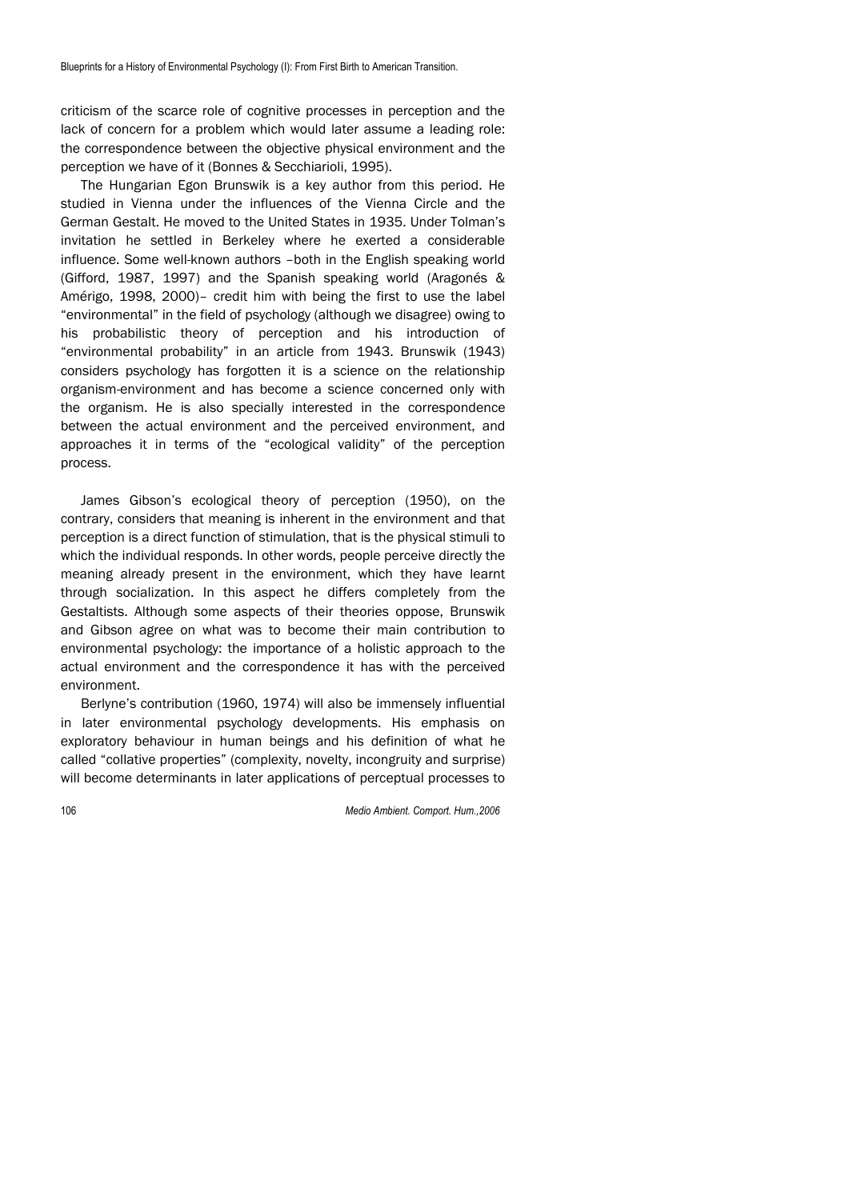criticism of the scarce role of cognitive processes in perception and the lack of concern for a problem which would later assume a leading role: the correspondence between the objective physical environment and the perception we have of it (Bonnes & Secchiarioli, 1995).

The Hungarian Egon Brunswik is a key author from this period. He studied in Vienna under the influences of the Vienna Circle and the German Gestalt. He moved to the United States in 1935. Under Tolman's invitation he settled in Berkeley where he exerted a considerable influence. Some well-known authors –both in the English speaking world (Gifford, 1987, 1997) and the Spanish speaking world (Aragonés & Amérigo, 1998, 2000)– credit him with being the first to use the label "environmental" in the field of psychology (although we disagree) owing to his probabilistic theory of perception and his introduction of "environmental probability" in an article from 1943. Brunswik (1943) considers psychology has forgotten it is a science on the relationship organism-environment and has become a science concerned only with the organism. He is also specially interested in the correspondence between the actual environment and the perceived environment, and approaches it in terms of the "ecological validity" of the perception process.

James Gibson's ecological theory of perception (1950), on the contrary, considers that meaning is inherent in the environment and that perception is a direct function of stimulation, that is the physical stimuli to which the individual responds. In other words, people perceive directly the meaning already present in the environment, which they have learnt through socialization. In this aspect he differs completely from the Gestaltists. Although some aspects of their theories oppose, Brunswik and Gibson agree on what was to become their main contribution to environmental psychology: the importance of a holistic approach to the actual environment and the correspondence it has with the perceived environment.

Berlyne's contribution (1960, 1974) will also be immensely influential in later environmental psychology developments. His emphasis on exploratory behaviour in human beings and his definition of what he called "collative properties" (complexity, novelty, incongruity and surprise) will become determinants in later applications of perceptual processes to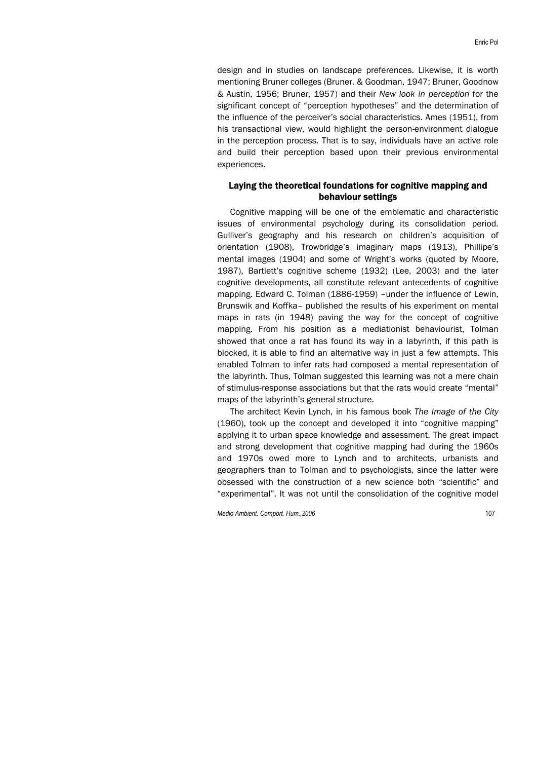design and in studies on landscape preferences. Likewise, it is worth mentioning Bruner colleges (Bruner. & Goodman, 1947; Bruner, Goodnow & Austin, 1956; Bruner, 1957) and their *New look in perception* for the significant concept of "perception hypotheses" and the determination of the influence of the perceiver's social characteristics. Ames (1951), from his transactional view, would highlight the person-environment dialogue in the perception process. That is to say, individuals have an active role and build their perception based upon their previous environmental experiences.

## Laying the theoretical foundations for cognitive mapping and behaviour settings

Cognitive mapping will be one of the emblematic and characteristic issues of environmental psychology during its consolidation period. Gulliver's geography and his research on children's acquisition of orientation (1908), Trowbridge's imaginary maps (1913), Phillipe's mental images (1904) and some of Wright's works (quoted by Moore, 1987), Bartlett's cognitive scheme (1932) (Lee, 2003) and the later cognitive developments, all constitute relevant antecedents of cognitive mapping. Edward C. Tolman (1886-1959) –under the influence of Lewin, Brunswik and Koffka– published the results of his experiment on mental maps in rats (in 1948) paving the way for the concept of cognitive mapping. From his position as a mediationist behaviourist, Tolman showed that once a rat has found its way in a labyrinth, if this path is blocked, it is able to find an alternative way in just a few attempts. This enabled Tolman to infer rats had composed a mental representation of the labyrinth. Thus, Tolman suggested this learning was not a mere chain of stimulus-response associations but that the rats would create "mental" maps of the labyrinth's general structure.

The architect Kevin Lynch, in his famous book *The Image of the City* (1960), took up the concept and developed it into "cognitive mapping" applying it to urban space knowledge and assessment. The great impact and strong development that cognitive mapping had during the 1960s and 1970s owed more to Lynch and to architects, urbanists and geographers than to Tolman and to psychologists, since the latter were obsessed with the construction of a new science both "scientific" and "experimental". It was not until the consolidation of the cognitive model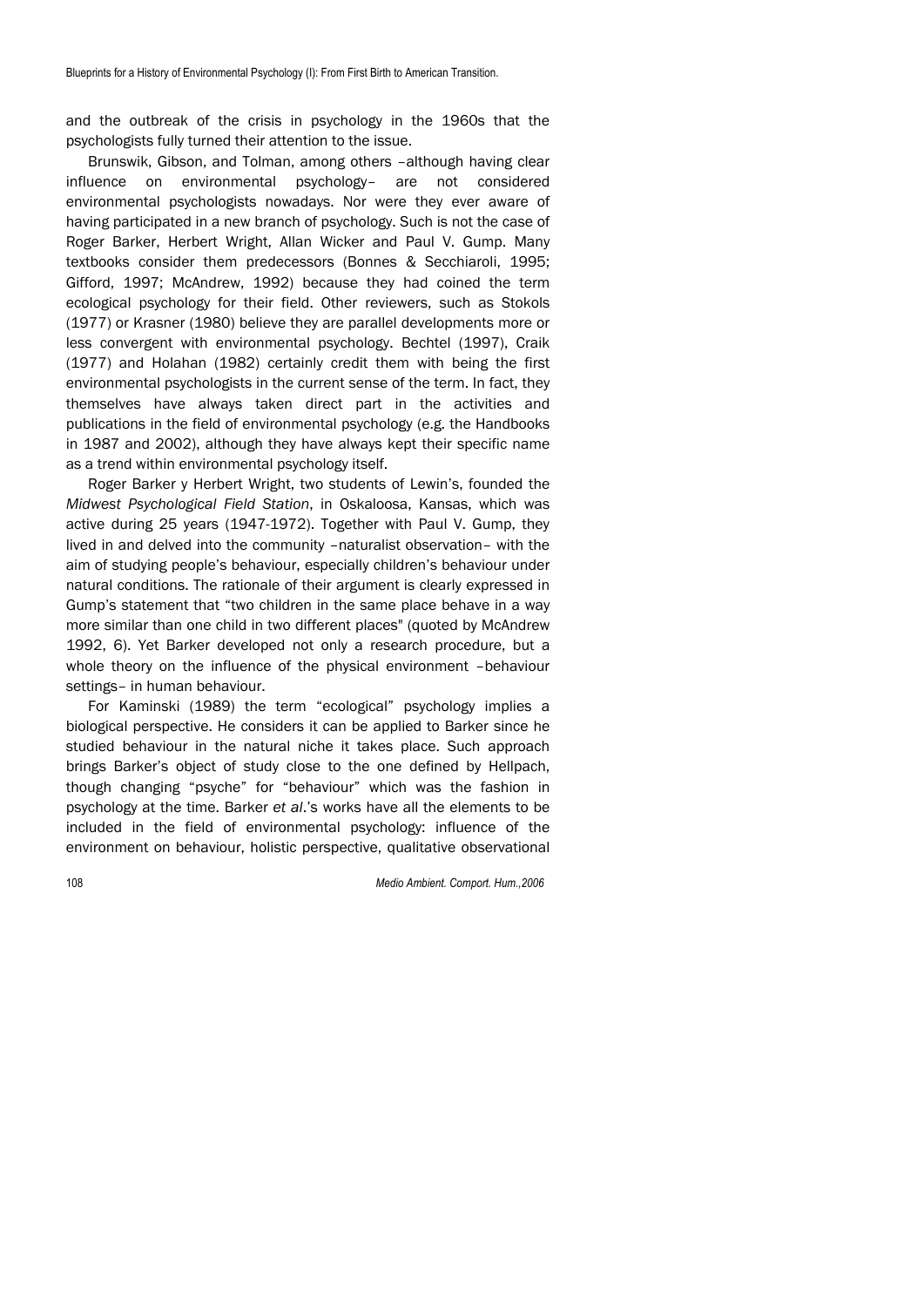and the outbreak of the crisis in psychology in the 1960s that the psychologists fully turned their attention to the issue.

Brunswik, Gibson, and Tolman, among others –although having clear influence on environmental psychology– are not considered environmental psychologists nowadays. Nor were they ever aware of having participated in a new branch of psychology. Such is not the case of Roger Barker, Herbert Wright, Allan Wicker and Paul V. Gump. Many textbooks consider them predecessors (Bonnes & Secchiaroli, 1995; Gifford, 1997; McAndrew, 1992) because they had coined the term ecological psychology for their field. Other reviewers, such as Stokols (1977) or Krasner (1980) believe they are parallel developments more or less convergent with environmental psychology. Bechtel (1997), Craik (1977) and Holahan (1982) certainly credit them with being the first environmental psychologists in the current sense of the term. In fact, they themselves have always taken direct part in the activities and publications in the field of environmental psychology (e.g. the Handbooks in 1987 and 2002), although they have always kept their specific name as a trend within environmental psychology itself.

Roger Barker y Herbert Wright, two students of Lewin's, founded the *Midwest Psychological Field Station*, in Oskaloosa, Kansas, which was active during 25 years (1947-1972). Together with Paul V. Gump, they lived in and delved into the community –naturalist observation– with the aim of studying people's behaviour, especially children's behaviour under natural conditions. The rationale of their argument is clearly expressed in Gump's statement that "two children in the same place behave in a way more similar than one child in two different places" (quoted by McAndrew 1992, 6). Yet Barker developed not only a research procedure, but a whole theory on the influence of the physical environment –behaviour settings– in human behaviour.

For Kaminski (1989) the term "ecological" psychology implies a biological perspective. He considers it can be applied to Barker since he studied behaviour in the natural niche it takes place. Such approach brings Barker's object of study close to the one defined by Hellpach, though changing "psyche" for "behaviour" which was the fashion in psychology at the time. Barker *et al*.'s works have all the elements to be included in the field of environmental psychology: influence of the environment on behaviour, holistic perspective, qualitative observational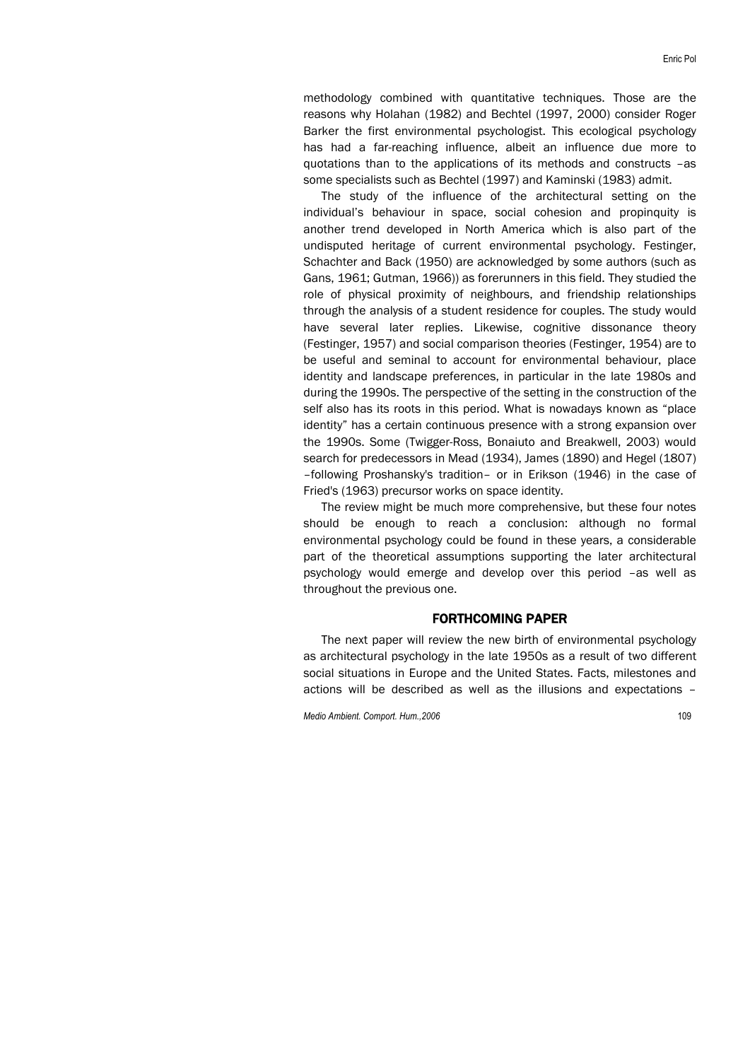methodology combined with quantitative techniques. Those are the reasons why Holahan (1982) and Bechtel (1997, 2000) consider Roger Barker the first environmental psychologist. This ecological psychology has had a far-reaching influence, albeit an influence due more to quotations than to the applications of its methods and constructs –as some specialists such as Bechtel (1997) and Kaminski (1983) admit.

The study of the influence of the architectural setting on the individual's behaviour in space, social cohesion and propinquity is another trend developed in North America which is also part of the undisputed heritage of current environmental psychology. Festinger, Schachter and Back (1950) are acknowledged by some authors (such as Gans, 1961; Gutman, 1966)) as forerunners in this field. They studied the role of physical proximity of neighbours, and friendship relationships through the analysis of a student residence for couples. The study would have several later replies. Likewise, cognitive dissonance theory (Festinger, 1957) and social comparison theories (Festinger, 1954) are to be useful and seminal to account for environmental behaviour, place identity and landscape preferences, in particular in the late 1980s and during the 1990s. The perspective of the setting in the construction of the self also has its roots in this period. What is nowadays known as "place identity" has a certain continuous presence with a strong expansion over the 1990s. Some (Twigger-Ross, Bonaiuto and Breakwell, 2003) would search for predecessors in Mead (1934), James (1890) and Hegel (1807) –following Proshansky's tradition– or in Erikson (1946) in the case of Fried's (1963) precursor works on space identity.

The review might be much more comprehensive, but these four notes should be enough to reach a conclusion: although no formal environmental psychology could be found in these years, a considerable part of the theoretical assumptions supporting the later architectural psychology would emerge and develop over this period –as well as throughout the previous one.

## FORTHCOMING PAPER

The next paper will review the new birth of environmental psychology as architectural psychology in the late 1950s as a result of two different social situations in Europe and the United States. Facts, milestones and actions will be described as well as the illusions and expectations –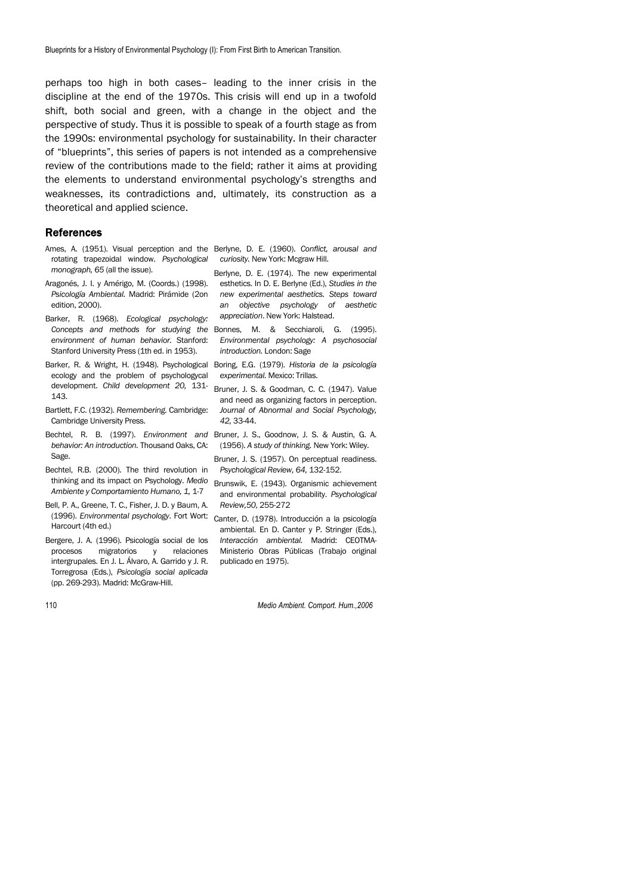perhaps too high in both cases– leading to the inner crisis in the discipline at the end of the 1970s. This crisis will end up in a twofold shift, both social and green, with a change in the object and the perspective of study. Thus it is possible to speak of a fourth stage as from the 1990s: environmental psychology for sustainability. In their character of "blueprints", this series of papers is not intended as a comprehensive review of the contributions made to the field; rather it aims at providing the elements to understand environmental psychology's strengths and weaknesses, its contradictions and, ultimately, its construction as a theoretical and applied science.

## References

Ames, A. (1951). Visual perception and the rotating trapezoidal window. *Psychological monograph, 65* (all the issue).

Aragonés, J. I. y Amérigo, M. (Coords.) (1998). *Psicología Ambiental.* Madrid: Pirámide (2on edition, 2000).

Barker, R. (1968). *Ecological psychology: Concepts and methods for studying the environment of human behavior.* Stanford: Stanford University Press (1th ed. in 1953).

Barker, R. & Wright, H. (1948). Psychological ecology and the problem of psychologycal development. *Child development 20,* 131-143.

Bartlett, F.C. (1932). *Remembering.* Cambridge: Cambridge University Press.

Bechtel, R. B. (1997). *Environment and behavior: An introduction.* Thousand Oaks, CA: Sage.

Bechtel, R.B. (2000). The third revolution in thinking and its impact on Psychology. *Medio Ambiente y Comportamiento Humano, 1,* 1-7

Bell, P. A., Greene, T. C., Fisher, J. D. y Baum, A. (1996). *Environmental psychology.* Fort Wort: Harcourt (4th ed.)

Bergere, J. A. (1996). Psicología social de los procesos migratorios y relaciones intergrupales. En J. L. Álvaro, A. Garrido y J. R. Torregrosa (Eds.), *Psicología social aplicada* (pp. 269-293). Madrid: McGraw-Hill.

Berlyne, D. E. (1960). *Conflict, arousal and curiosity.* New York: Mcgraw Hill.

Berlyne, D. E. (1974). The new experimental esthetics. In D. E. Berlyne (Ed.), *Studies in the new experimental aesthetics. Steps toward an objective psychology of aesthetic appreciation*. New York: Halstead.

Bonnes, M. & Secchiaroli, G. (1995). *Environmental psychology: A psychosocial introduction.* London: Sage

Boring, E.G. (1979). *Historia de la psicología experimental.* Mexico: Trillas.

Bruner, J. S. & Goodman, C. C. (1947). Value and need as organizing factors in perception. *Journal of Abnormal and Social Psychology, 42,* 33-44.

Bruner, J. S., Goodnow, J. S. & Austin, G. A. (1956). *A study of thinking.* New York: Wiley.

Bruner, J. S. (1957). On perceptual readiness. *Psychological Review, 64,* 132-152.

Brunswik, E. (1943). Organismic achievement and environmental probability. *Psychological Review,50*, 255-272

Canter, D. (1978). Introducción a la psicología ambiental. En D. Canter y P. Stringer (Eds.), *Interacción ambiental.* Madrid: CEOTMA-Ministerio Obras Públicas (Trabajo original publicado en 1975).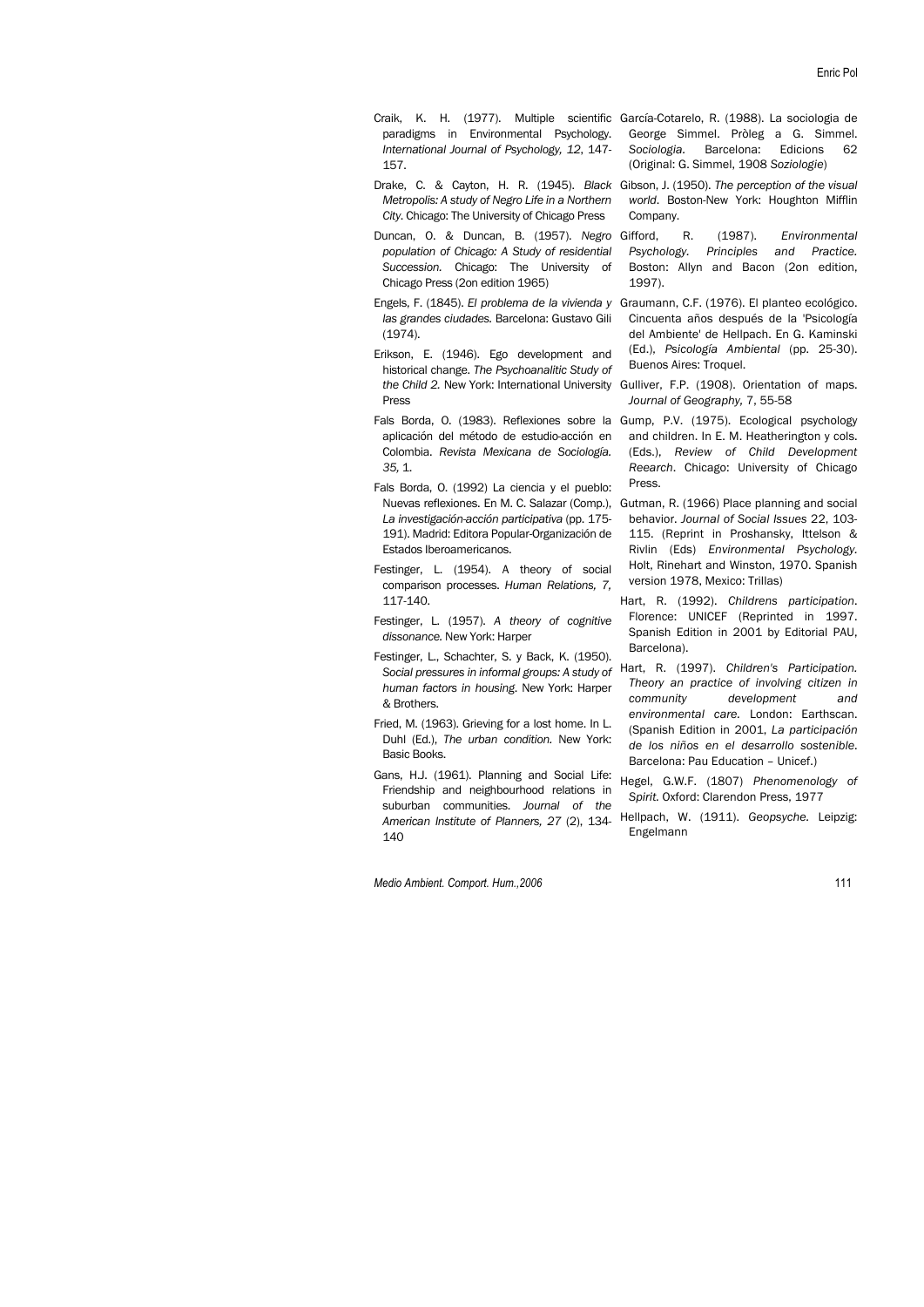Craik, K. H. (1977). Multiple scientific paradigms in Environmental Psychology. *International Journal of Psychology, 12*, 147-157.

Drake, C. & Cayton, H. R. (1945). *Black Metropolis: A study of Negro Life in a Northern City*. Chicago: The University of Chicago Press

Duncan, O. & Duncan, B. (1957). *Negro population of Chicago: A Study of residential Succession*. Chicago: The University of Chicago Press (2on edition 1965)

Engels, F. (1845). *El problema de la vivienda y las grandes ciudades*. Barcelona: Gustavo Gili (1974).

Erikson, E. (1946). Ego development and historical change. *The Psychoanalitic Study of the Child 2.* New York: International University Press

Fals Borda, O. (1983). Reflexiones sobre la aplicación del método de estudio-acción en Colombia. *Revista Mexicana de Sociología. 35,* 1.

Fals Borda, O. (1992) La ciencia y el pueblo: Nuevas reflexiones. En M. C. Salazar (Comp.), *La investigación-acción participativa* (pp. 175-191). Madrid: Editora Popular-Organización de Estados Iberoamericanos.

Festinger, L. (1954). A theory of social comparison processes. *Human Relations, 7,* 117-140.

Festinger, L. (1957). *A theory of cognitive dissonance.* New York: Harper

Festinger, L., Schachter, S. y Back, K. (1950). *Social pressures in informal groups: A study of human factors in housing*. New York: Harper & Brothers.

Fried, M. (1963). Grieving for a lost home. In L. Duhl (Ed.), *The urban condition.* New York: Basic Books.

Gans, H.J. (1961). Planning and Social Life: Friendship and neighbourhood relations in suburban communities. *Journal of the American Institute of Planners, 27* (2), 134-140

García-Cotarelo, R. (1988). La sociologia de George Simmel. Pròleg a G. Simmel. *Sociologia*. Barcelona: Edicions 62 (Original: G. Simmel, 1908 *Soziologie*)

Gibson, J. (1950). *The perception of the visual world*. Boston-New York: Houghton Mifflin Company.

Gifford, R. (1987). *Environmental Psychology. Principles and Practice.* Boston: Allyn and Bacon (2on edition, 1997).

Graumann, C.F. (1976). El planteo ecológico. Cincuenta años después de la 'Psicología del Ambiente' de Hellpach. En G. Kaminski (Ed.), *Psicología Ambiental* (pp. 25-30). Buenos Aires: Troquel.

Gulliver, F.P. (1908). Orientation of maps. *Journal of Geography,* 7, 55-58

Gump, P.V. (1975). Ecological psychology and children. In E. M. Heatherington y cols. (Eds.), *Review of Child Development Reearch*. Chicago: University of Chicago Press.

Gutman, R. (1966) Place planning and social behavior. *Journal of Social Issues* 22, 103-115. (Reprint in Proshansky, Ittelson & Rivlin (Eds) *Environmental Psychology*. Holt, Rinehart and Winston, 1970. Spanish version 1978, Mexico: Trillas)

Hart, R. (1992). *Childrens participation*. Florence: UNICEF (Reprinted in 1997. Spanish Edition in 2001 by Editorial PAU, Barcelona).

Hart, R. (1997). *Children's Participation. Theory an practice of involving citizen in community development and environmental care.* London: Earthscan. (Spanish Edition in 2001, *La participación de los niños en el desarrollo sostenible*. Barcelona: Pau Education – Unicef.)

Hegel, G.W.F. (1807) *Phenomenology of Spirit.* Oxford: Clarendon Press, 1977

Hellpach, W. (1911). *Geopsyche.* Leipzig: Engelmann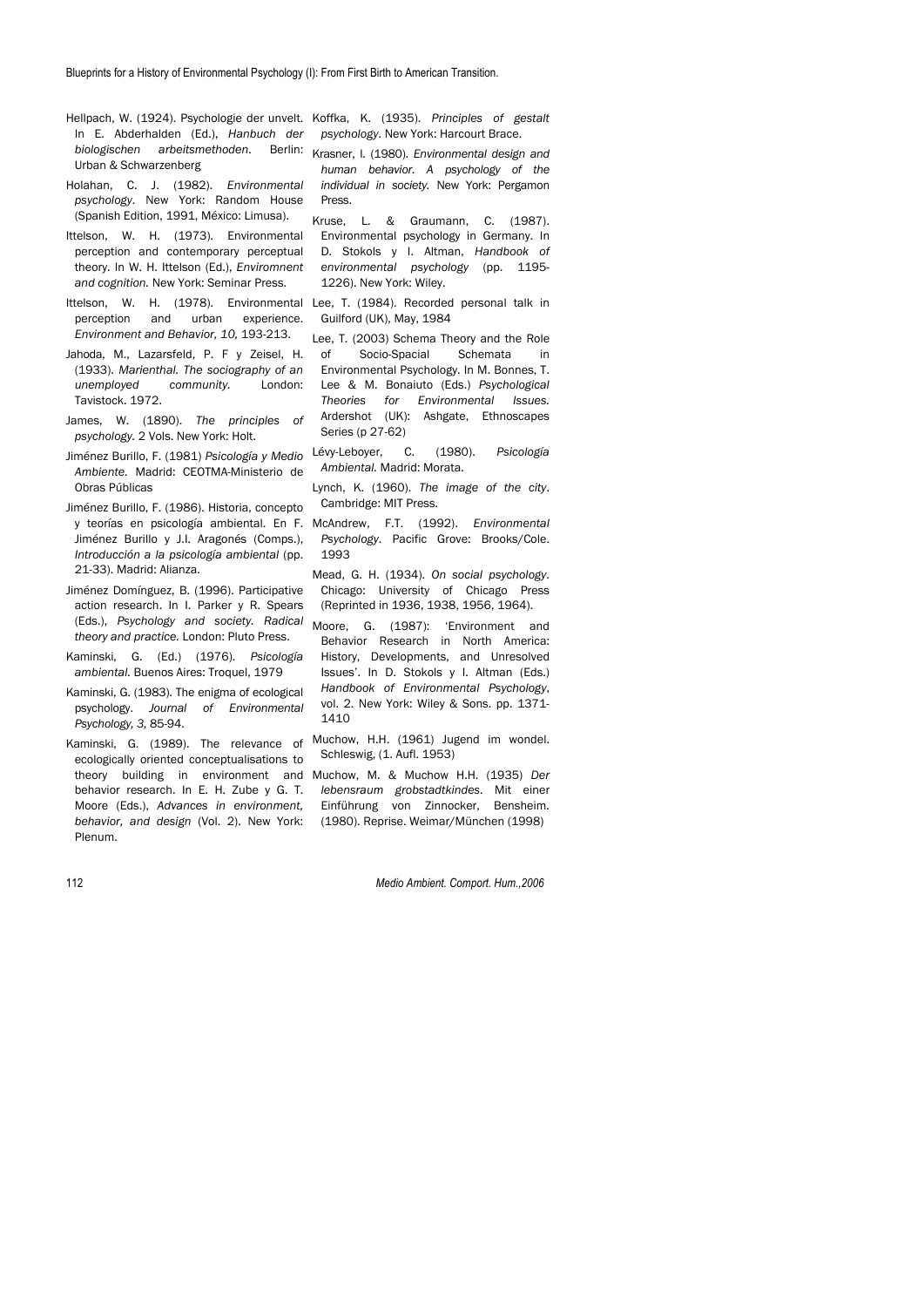Hellpach, W. (1924). Psychologie der unvelt. In E. Abderhalden (Ed.), *Hanbuch der biologischen arbeitsmethoden*. Berlin: Urban & Schwarzenberg

Holahan, C. J. (1982). *Environmental psychology*. New York: Random House (Spanish Edition, 1991, México: Limusa).

Ittelson, W. H. (1973). Environmental perception and contemporary perceptual theory. In W. H. Ittelson (Ed.), *Enviromnent and cognition.* New York: Seminar Press.

Ittelson, W. H. (1978). Environmental perception and urban experience. *Environment and Behavior, 10,* 193-213.

Jahoda, M., Lazarsfeld, P. F y Zeisel, H. (1933). *Marienthal. The sociography of an unemployed community.* London: Tavistock. 1972.

James, W. (1890). *The principles of psychology.* 2 Vols. New York: Holt.

Jiménez Burillo, F. (1981) *Psicología y Medio Ambiente.* Madrid: CEOTMA-Ministerio de Obras Públicas

Jiménez Burillo, F. (1986). Historia, concepto y teorías en psicología ambiental. En F. Jiménez Burillo y J.I. Aragonés (Comps.), *Introducción a la psicología ambiental* (pp. 21-33). Madrid: Alianza.

Jiménez Domínguez, B. (1996). Participative action research. In I. Parker y R. Spears (Eds.), *Psychology and society. Radical theory and practice.* London: Pluto Press.

Kaminski, G. (Ed.) (1976). *Psicología ambiental.* Buenos Aires: Troquel, 1979

Kaminski, G. (1983). The enigma of ecological psychology. *Journal of Environmental Psychology, 3,* 85-94.

Kaminski, G. (1989). The relevance of ecologically oriented conceptualisations to theory building in environment and behavior research. In E. H. Zube y G. T. Moore (Eds.), *Advances in environment, behavior, and design* (Vol. 2). New York: Plenum.

Koffka, K. (1935). *Principles of gestalt psychology*. New York: Harcourt Brace.

Krasner, l. (1980). *Environmental design and human behavior. A psychology of the individual in society.* New York: Pergamon Press.

Kruse, L. & Graumann, C. (1987). Environmental psychology in Germany. In D. Stokols y I. Altman, *Handbook of environmental psychology* (pp. 1195-1226). New York: Wiley.

Lee, T. (1984). Recorded personal talk in Guilford (UK), May, 1984

Lee, T. (2003) Schema Theory and the Role of Socio-Spacial Schemata in Environmental Psychology. In M. Bonnes, T. Lee & M. Bonaiuto (Eds.) *Psychological Theories for Environmental Issues.* Ardershot (UK): Ashgate, Ethnoscapes Series (p 27-62)

Lévy-Leboyer, C. (1980). *Psicología Ambiental.* Madrid: Morata.

Lynch, K. (1960). *The image of the city*. Cambridge: MIT Press.

McAndrew, F.T. (1992). *Environmental Psychology*. Pacific Grove: Brooks/Cole. 1993

Mead, G. H. (1934). *On social psychology*. Chicago: University of Chicago Press (Reprinted in 1936, 1938, 1956, 1964).

Moore, G. (1987): 'Environment and Behavior Research in North America: History, Developments, and Unresolved Issues'. In D. Stokols y I. Altman (Eds.) *Handbook of Environmental Psychology*, vol. 2. New York: Wiley & Sons. pp. 1371-1410

Muchow, H.H. (1961) Jugend im wondel. Schleswig, (1. Aufl. 1953)

Muchow, M. & Muchow H.H. (1935) *Der lebensraum grobstadtkindes*. Mit einer Einführung von Zinnocker, Bensheim. (1980). Reprise. Weimar/München (1998)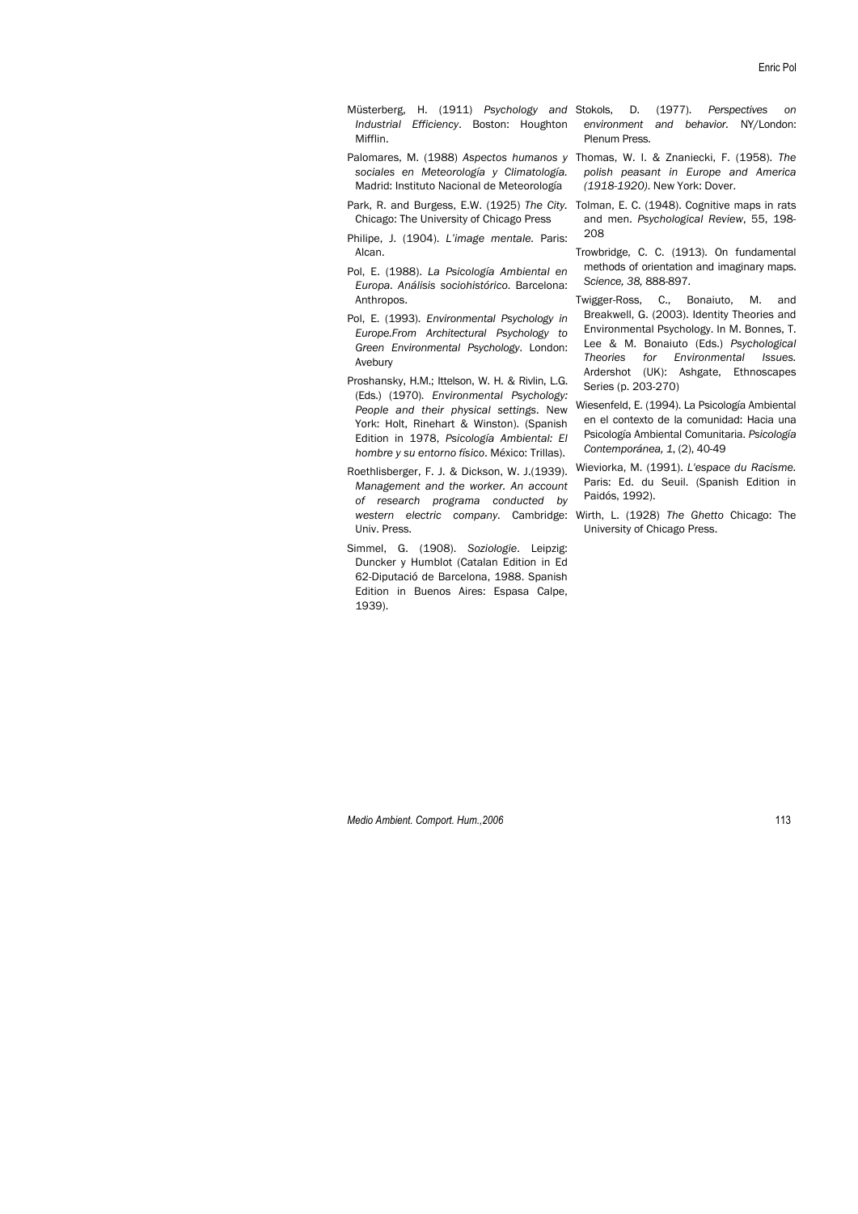Müsterberg, H. (1911) *Psychology and Industrial Efficiency*. Boston: Houghton Mifflin.

Palomares, M. (1988) *Aspectos humanos y sociales en Meteorología y Climatología.* Madrid: Instituto Nacional de Meteorología

Park, R. and Burgess, E.W. (1925) *The City.* Chicago: The University of Chicago Press

Philipe, J. (1904). *L'image mentale.* Paris: Alcan.

Pol, E. (1988). *La Psicología Ambiental en Europa. Análisis sociohistórico*. Barcelona: Anthropos.

Pol, E. (1993). *Environmental Psychology in Europe.From Architectural Psychology to Green Environmental Psychology*. London: Avebury

Proshansky, H.M.; Ittelson, W. H. & Rivlin, L.G. (Eds.) (1970). *Environmental Psychology: People and their physical settings*. New York: Holt, Rinehart & Winston). (Spanish Edition in 1978, *Psicología Ambiental: El hombre y su entorno físico*. México: Trillas).

Roethlisberger, F. J. & Dickson, W. J.(1939). *Management and the worker. An account of research programa conducted by western electric company*. Cambridge: Univ. Press.

Simmel, G. (1908). *Soziologie*. Leipzig: Duncker y Humblot (Catalan Edition in Ed 62-Diputació de Barcelona, 1988. Spanish Edition in Buenos Aires: Espasa Calpe, 1939).

Stokols, D. (1977). *Perspectives on environment and behavior.* NY/London: Plenum Press.

Thomas, W. I. & Znaniecki, F. (1958). *The polish peasant in Europe and America (1918-1920)*. New York: Dover.

Tolman, E. C. (1948). Cognitive maps in rats and men. *Psychological Review*, 55, 198-208

Trowbridge, C. C. (1913). On fundamental methods of orientation and imaginary maps. *Science, 38,* 888-897.

Twigger-Ross, C., Bonaiuto, M. and Breakwell, G. (2003). Identity Theories and Environmental Psychology. In M. Bonnes, T. Lee & M. Bonaiuto (Eds.) *Psychological Theories for Environmental Issues.* Ardershot (UK): Ashgate, Ethnoscapes Series (p. 203-270)

Wiesenfeld, E. (1994). La Psicología Ambiental en el contexto de la comunidad: Hacia una Psicología Ambiental Comunitaria. *Psicología Contemporánea, 1*, (2), 40-49

Wieviorka, M. (1991). *L'espace du Racisme.* Paris: Ed. du Seuil. (Spanish Edition in Paidós, 1992).

Wirth, L. (1928) *The Ghetto* Chicago: The University of Chicago Press.